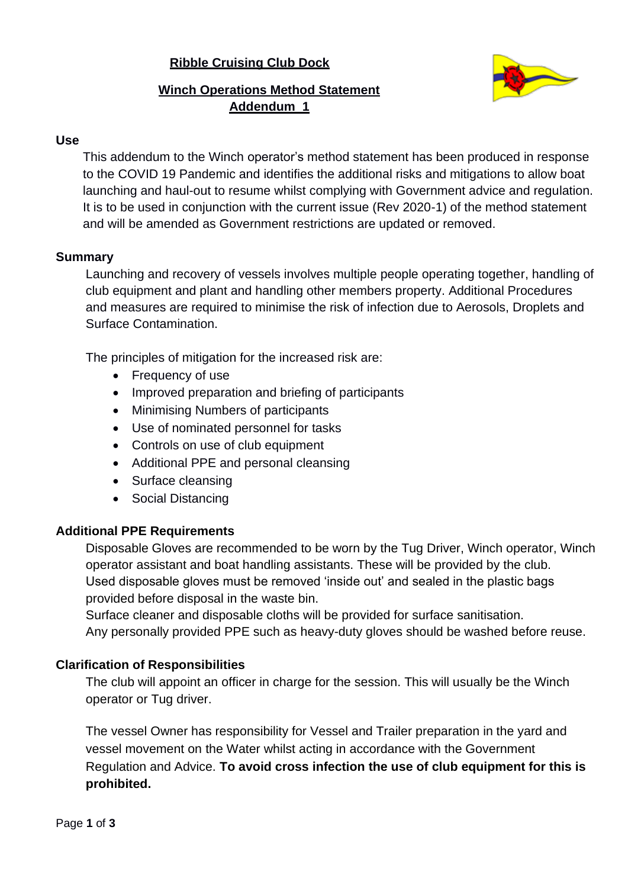# Ribble Cruising Club Dock

## Winch Operations Method Statement

## Addendum 1

### Use

This addendum to the Winch operator's method statement has been produced in response to the COVID 19 Pandemic and identifies the additional risks and mitigations to allow boat launching and haul-out to resume whilst complying with Government advice and regulation. It is to be used in conjunction with the current issue (Rev 2020-1) of the method statement and will be amended as Government restrictions are updated or removed.

### Summary

Launching and recovery of vessels involves multiple people operating together, handling of club equipment and plant and handling other members property. Additional Procedures and measures are required to minimise the risk of infection due to Aerosols, Droplets and Surface Contamination.

The principles of mitigation for the increased risk are:

- Frequency of use
- Improved preparation and briefing of participants
- Minimising Numbers of participants
- Use of nominated personnel for tasks
- Controls on use of club equipment
- Additional PPE and personal cleansing
- Surface cleansing
- Social Distancing

### Additional PPE Requirements

Disposable Gloves are recommended to be worn by the Tug Driver, Winch operator, Winch operator assistant and boat handling assistants. These will be provided by the club.
Used disposable gloves must be removed 'inside out' and sealed in the plastic bags provided before disposal in the waste bin.
Surface cleaner and disposable cloths will be provided for surface sanitisation.
Any personally provided PPE such as heavy-duty gloves should be washed before reuse.

### Clarification of Responsibilities

The club will appoint an officer in charge for the session. This will usually be the Winch operator or Tug driver.

The vessel Owner has responsibility for Vessel and Trailer preparation in the yard and vessel movement on the Water whilst acting in accordance with the Government Regulation and Advice. **To avoid cross infection the use of club equipment for this is prohibited.**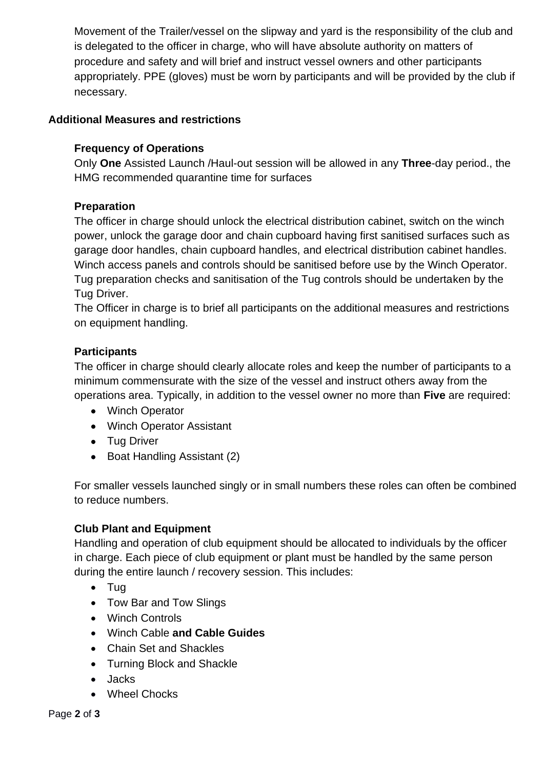Movement of the Trailer/vessel on the slipway and yard is the responsibility of the club and is delegated to the officer in charge, who will have absolute authority on matters of procedure and safety and will brief and instruct vessel owners and other participants appropriately. PPE (gloves) must be worn by participants and will be provided by the club if necessary.

## Additional Measures and restrictions

### Frequency of Operations

Only **One** Assisted Launch /Haul-out session will be allowed in any **Three**-day period., the HMG recommended quarantine time for surfaces

### Preparation

The officer in charge should unlock the electrical distribution cabinet, switch on the winch power, unlock the garage door and chain cupboard having first sanitised surfaces such as garage door handles, chain cupboard handles, and electrical distribution cabinet handles. Winch access panels and controls should be sanitised before use by the Winch Operator. Tug preparation checks and sanitisation of the Tug controls should be undertaken by the Tug Driver.

The Officer in charge is to brief all participants on the additional measures and restrictions on equipment handling.

### Participants

The officer in charge should clearly allocate roles and keep the number of participants to a minimum commensurate with the size of the vessel and instruct others away from the operations area. Typically, in addition to the vessel owner no more than **Five** are required:

- Winch Operator
- Winch Operator Assistant
- Tug Driver
- Boat Handling Assistant (2)

For smaller vessels launched singly or in small numbers these roles can often be combined to reduce numbers.

### Club Plant and Equipment

Handling and operation of club equipment should be allocated to individuals by the officer in charge. Each piece of club equipment or plant must be handled by the same person during the entire launch / recovery session. This includes:

- Tug
- Tow Bar and Tow Slings
- Winch Controls
- Winch Cable **and Cable Guides**
- Chain Set and Shackles
- Turning Block and Shackle
- Jacks
- Wheel Chocks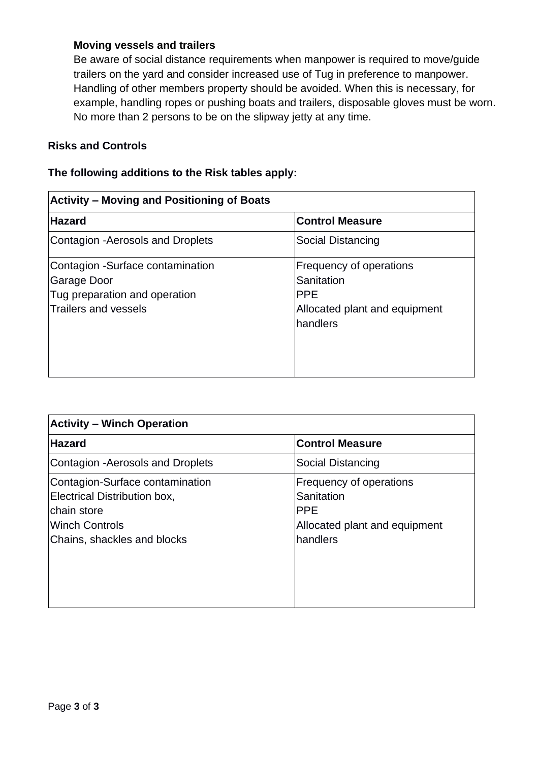### Moving vessels and trailers

Be aware of social distance requirements when manpower is required to move/guide trailers on the yard and consider increased use of Tug in preference to manpower. Handling of other members property should be avoided. When this is necessary, for example, handling ropes or pushing boats and trailers, disposable gloves must be worn. No more than 2 persons to be on the slipway jetty at any time.

## Risks and Controls

**The following additions to the Risk tables apply:**

| **Activity – Moving and Positioning of Boats** | |
|---|---|
| **Hazard** | **Control Measure** |
| Contagion -Aerosols and Droplets | Social Distancing |
| Contagion -Surface contamination<br>Garage Door<br>Tug preparation and operation<br>Trailers and vessels | Frequency of operations<br>Sanitation<br>PPE<br>Allocated plant and equipment handlers |

| **Activity – Winch Operation** | |
|---|---|
| **Hazard** | **Control Measure** |
| Contagion -Aerosols and Droplets | Social Distancing |
| Contagion-Surface contamination<br>Electrical Distribution box,<br>chain store<br>Winch Controls<br>Chains, shackles and blocks | Frequency of operations<br>Sanitation<br>PPE<br>Allocated plant and equipment handlers |